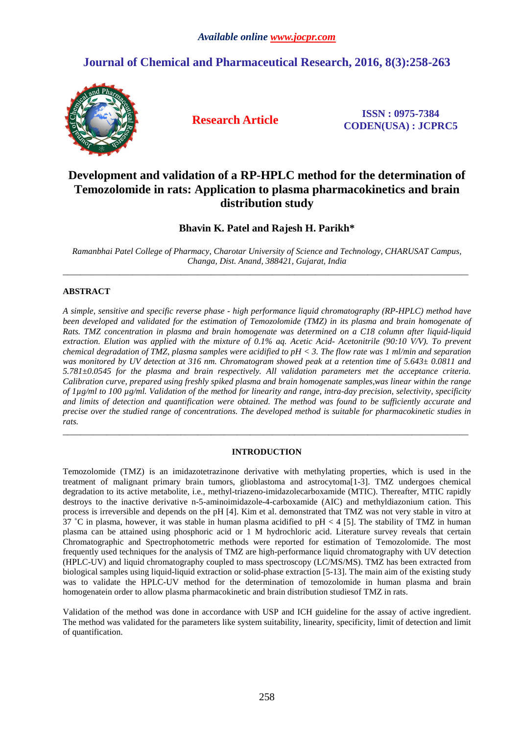*Available online www.jocpr.com*

## Journal of Chemical and Pharmaceutical Research, 2016, 8(3):258-263

**Research Article**

**ISSN : 0975-7384**
**CODEN(USA) : JCPRC5**

# Development and validation of a RP-HPLC method for the determination of Temozolomide in rats: Application to plasma pharmacokinetics and brain distribution study

**Bhavin K. Patel and Rajesh H. Parikh\***

*Ramanbhai Patel College of Pharmacy, Charotar University of Science and Technology, CHARUSAT Campus, Changa, Dist. Anand, 388421, Gujarat, India*

---

## ABSTRACT

*A simple, sensitive and specific reverse phase - high performance liquid chromatography (RP-HPLC) method have been developed and validated for the estimation of Temozolomide (TMZ) in its plasma and brain homogenate of Rats. TMZ concentration in plasma and brain homogenate was determined on a C18 column after liquid-liquid extraction. Elution was applied with the mixture of 0.1% aq. Acetic Acid- Acetonitrile (90:10 V/V). To prevent chemical degradation of TMZ, plasma samples were acidified to pH < 3. The flow rate was 1 ml/min and separation was monitored by UV detection at 316 nm. Chromatogram showed peak at a retention time of 5.643± 0.0811 and 5.781±0.0545 for the plasma and brain respectively. All validation parameters met the acceptance criteria. Calibration curve, prepared using freshly spiked plasma and brain homogenate samples,was linear within the range of 1µg/ml to 100 µg/ml. Validation of the method for linearity and range, intra-day precision, selectivity, specificity and limits of detection and quantification were obtained. The method was found to be sufficiently accurate and precise over the studied range of concentrations. The developed method is suitable for pharmacokinetic studies in rats.*

---

## INTRODUCTION

Temozolomide (TMZ) is an imidazotetrazinone derivative with methylating properties, which is used in the treatment of malignant primary brain tumors, glioblastoma and astrocytoma[1-3]. TMZ undergoes chemical degradation to its active metabolite, i.e., methyl-triazeno-imidazolecarboxamide (MTIC). Thereafter, MTIC rapidly destroys to the inactive derivative n-5-aminoimidazole-4-carboxamide (AIC) and methyldiazonium cation. This process is irreversible and depends on the pH [4]. Kim et al. demonstrated that TMZ was not very stable in vitro at 37 ˚C in plasma, however, it was stable in human plasma acidified to pH < 4 [5]. The stability of TMZ in human plasma can be attained using phosphoric acid or 1 M hydrochloric acid. Literature survey reveals that certain Chromatographic and Spectrophotometric methods were reported for estimation of Temozolomide. The most frequently used techniques for the analysis of TMZ are high-performance liquid chromatography with UV detection (HPLC-UV) and liquid chromatography coupled to mass spectroscopy (LC/MS/MS). TMZ has been extracted from biological samples using liquid-liquid extraction or solid-phase extraction [5-13]. The main aim of the existing study was to validate the HPLC-UV method for the determination of temozolomide in human plasma and brain homogenatein order to allow plasma pharmacokinetic and brain distribution studiesof TMZ in rats.

Validation of the method was done in accordance with USP and ICH guideline for the assay of active ingredient. The method was validated for the parameters like system suitability, linearity, specificity, limit of detection and limit of quantification.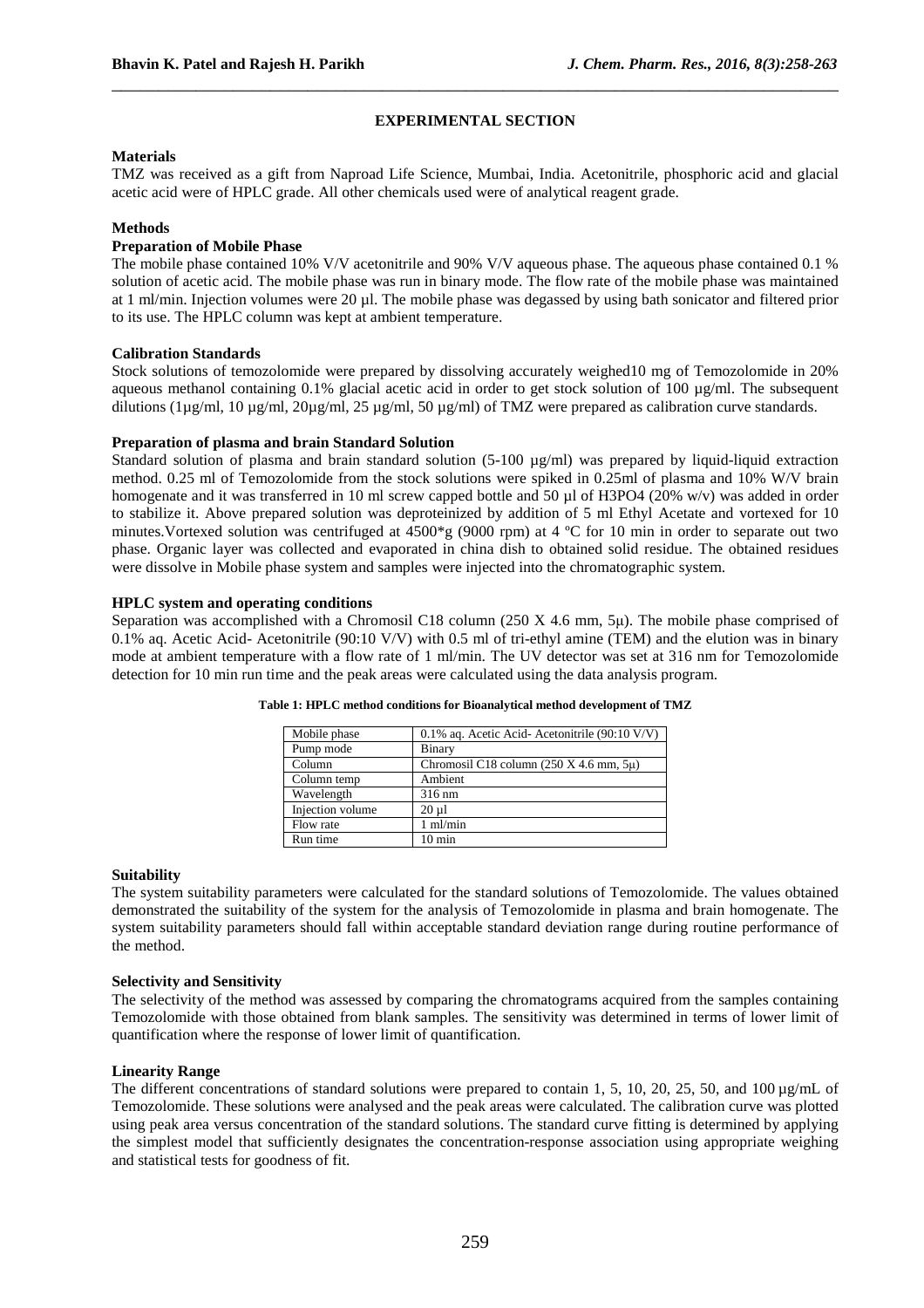## EXPERIMENTAL SECTION

### Materials

TMZ was received as a gift from Naproad Life Science, Mumbai, India. Acetonitrile, phosphoric acid and glacial acetic acid were of HPLC grade. All other chemicals used were of analytical reagent grade.

### Methods

#### Preparation of Mobile Phase

The mobile phase contained 10% V/V acetonitrile and 90% V/V aqueous phase. The aqueous phase contained 0.1 % solution of acetic acid. The mobile phase was run in binary mode. The flow rate of the mobile phase was maintained at 1 ml/min. Injection volumes were 20 µl. The mobile phase was degassed by using bath sonicator and filtered prior to its use. The HPLC column was kept at ambient temperature.

#### Calibration Standards

Stock solutions of temozolomide were prepared by dissolving accurately weighed10 mg of Temozolomide in 20% aqueous methanol containing 0.1% glacial acetic acid in order to get stock solution of 100 µg/ml. The subsequent dilutions (1µg/ml, 10 µg/ml, 20µg/ml, 25 µg/ml, 50 µg/ml) of TMZ were prepared as calibration curve standards.

#### Preparation of plasma and brain Standard Solution

Standard solution of plasma and brain standard solution (5-100 µg/ml) was prepared by liquid-liquid extraction method. 0.25 ml of Temozolomide from the stock solutions were spiked in 0.25ml of plasma and 10% W/V brain homogenate and it was transferred in 10 ml screw capped bottle and 50 µl of $H_3PO_4$ (20% w/v) was added in order to stabilize it. Above prepared solution was deproteinized by addition of 5 ml Ethyl Acetate and vortexed for 10 minutes.Vortexed solution was centrifuged at 4500*g (9000 rpm) at 4 ºC for 10 min in order to separate out two phase. Organic layer was collected and evaporated in china dish to obtained solid residue. The obtained residues were dissolve in Mobile phase system and samples were injected into the chromatographic system.

#### HPLC system and operating conditions

Separation was accomplished with a Chromosil C18 column (250 X 4.6 mm, 5µ). The mobile phase comprised of 0.1% aq. Acetic Acid- Acetonitrile (90:10 V/V) with 0.5 ml of tri-ethyl amine (TEM) and the elution was in binary mode at ambient temperature with a flow rate of 1 ml/min. The UV detector was set at 316 nm for Temozolomide detection for 10 min run time and the peak areas were calculated using the data analysis program.

**Table 1: HPLC method conditions for Bioanalytical method development of TMZ**

| | |
|---|---|
| Mobile phase | 0.1% aq. Acetic Acid- Acetonitrile (90:10 V/V) |
| Pump mode | Binary |
| Column | Chromosil C18 column (250 X 4.6 mm, 5µ) |
| Column temp | Ambient |
| Wavelength | 316 nm |
| Injection volume | 20 µl |
| Flow rate | 1 ml/min |
| Run time | 10 min |

#### Suitability

The system suitability parameters were calculated for the standard solutions of Temozolomide. The values obtained demonstrated the suitability of the system for the analysis of Temozolomide in plasma and brain homogenate. The system suitability parameters should fall within acceptable standard deviation range during routine performance of the method.

#### Selectivity and Sensitivity

The selectivity of the method was assessed by comparing the chromatograms acquired from the samples containing Temozolomide with those obtained from blank samples. The sensitivity was determined in terms of lower limit of quantification where the response of lower limit of quantification.

#### Linearity Range

The different concentrations of standard solutions were prepared to contain 1, 5, 10, 20, 25, 50, and 100 µg/mL of Temozolomide. These solutions were analysed and the peak areas were calculated. The calibration curve was plotted using peak area versus concentration of the standard solutions. The standard curve fitting is determined by applying the simplest model that sufficiently designates the concentration-response association using appropriate weighing and statistical tests for goodness of fit.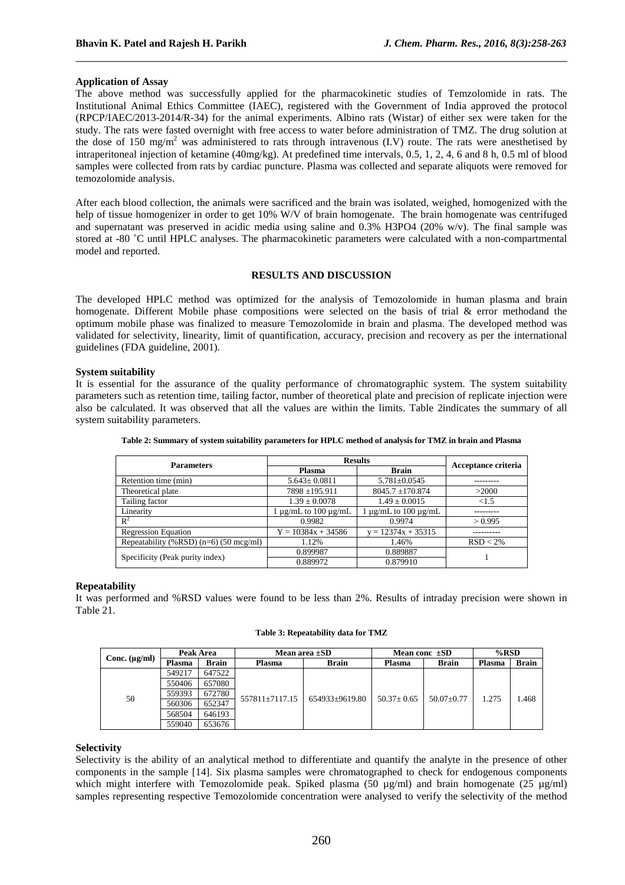### Application of Assay

The above method was successfully applied for the pharmacokinetic studies of Temzolomide in rats. The Institutional Animal Ethics Committee (IAEC), registered with the Government of India approved the protocol (RPCP/IAEC/2013-2014/R-34) for the animal experiments. Albino rats (Wistar) of either sex were taken for the study. The rats were fasted overnight with free access to water before administration of TMZ. The drug solution at the dose of 150 mg/m$^2$ was administered to rats through intravenous (I.V) route. The rats were anesthetised by intraperitoneal injection of ketamine (40mg/kg). At predefined time intervals, 0.5, 1, 2, 4, 6 and 8 h, 0.5 ml of blood samples were collected from rats by cardiac puncture. Plasma was collected and separate aliquots were removed for temozolomide analysis.

After each blood collection, the animals were sacrificed and the brain was isolated, weighed, homogenized with the help of tissue homogenizer in order to get 10% W/V of brain homogenate. The brain homogenate was centrifuged and supernatant was preserved in acidic media using saline and 0.3% $H_3PO_4$ (20% w/v). The final sample was stored at -80 ˚C until HPLC analyses. The pharmacokinetic parameters were calculated with a non-compartmental model and reported.

## RESULTS AND DISCUSSION

The developed HPLC method was optimized for the analysis of Temozolomide in human plasma and brain homogenate. Different Mobile phase compositions were selected on the basis of trial & error methodand the optimum mobile phase was finalized to measure Temozolomide in brain and plasma. The developed method was validated for selectivity, linearity, limit of quantification, accuracy, precision and recovery as per the international guidelines (FDA guideline, 2001).

### System suitability

It is essential for the assurance of the quality performance of chromatographic system. The system suitability parameters such as retention time, tailing factor, number of theoretical plate and precision of replicate injection were also be calculated. It was observed that all the values are within the limits. Table 2indicates the summary of all system suitability parameters.

**Table 2: Summary of system suitability parameters for HPLC method of analysis for TMZ in brain and Plasma**

| Parameters | Results | | Acceptance criteria |
|---|---|---|---|
| | Plasma | Brain | |
| Retention time (min) | 5.643± 0.0811 | 5.781±0.0545 | --------- |
| Theoretical plate | 7898 ±195.911 | 8045.7 ±170.874 | >2000 |
| Tailing factor | 1.39 ± 0.0078 | 1.49 ± 0.0015 | <1.5 |
| Linearity | 1 µg/mL to 100 µg/mL | 1 µg/mL to 100 µg/mL | --------- |
| $R^2$ | 0.9982 | 0.9974 | > 0.995 |
| Regression Equation | Y = 10384x + 34586 | y = 12374x + 35315 | ---------- |
| Repeatability (%RSD) (n=6) (50 mcg/ml) | 1.12% | 1.46% | RSD < 2% |
| Specificity (Peak purity index) | 0.899987 | 0.889887 | 1 |
| | 0.889972 | 0.879910 | |

### Repeatability

It was performed and %RSD values were found to be less than 2%. Results of intraday precision were shown in Table 21.

**Table 3: Repeatability data for TMZ**

| Conc. (µg/ml) | Peak Area | | Mean area ±SD | | Mean conc ±SD | | %RSD | |
|---|---|---|---|---|---|---|---|---|
| | Plasma | Brain | Plasma | Brain | Plasma | Brain | Plasma | Brain |
| 50 | 549217 | 647522 | 557811±7117.15 | 654933±9619.80 | 50.37± 0.65 | 50.07±0.77 | 1.275 | 1.468 |
| | 550406 | 657080 | | | | | | |
| | 559393 | 672780 | | | | | | |
| | 560306 | 652347 | | | | | | |
| | 568504 | 646193 | | | | | | |
| | 559040 | 653676 | | | | | | |

### Selectivity

Selectivity is the ability of an analytical method to differentiate and quantify the analyte in the presence of other components in the sample [14]. Six plasma samples were chromatographed to check for endogenous components which might interfere with Temozolomide peak. Spiked plasma (50 µg/ml) and brain homogenate (25 µg/ml) samples representing respective Temozolomide concentration were analysed to verify the selectivity of the method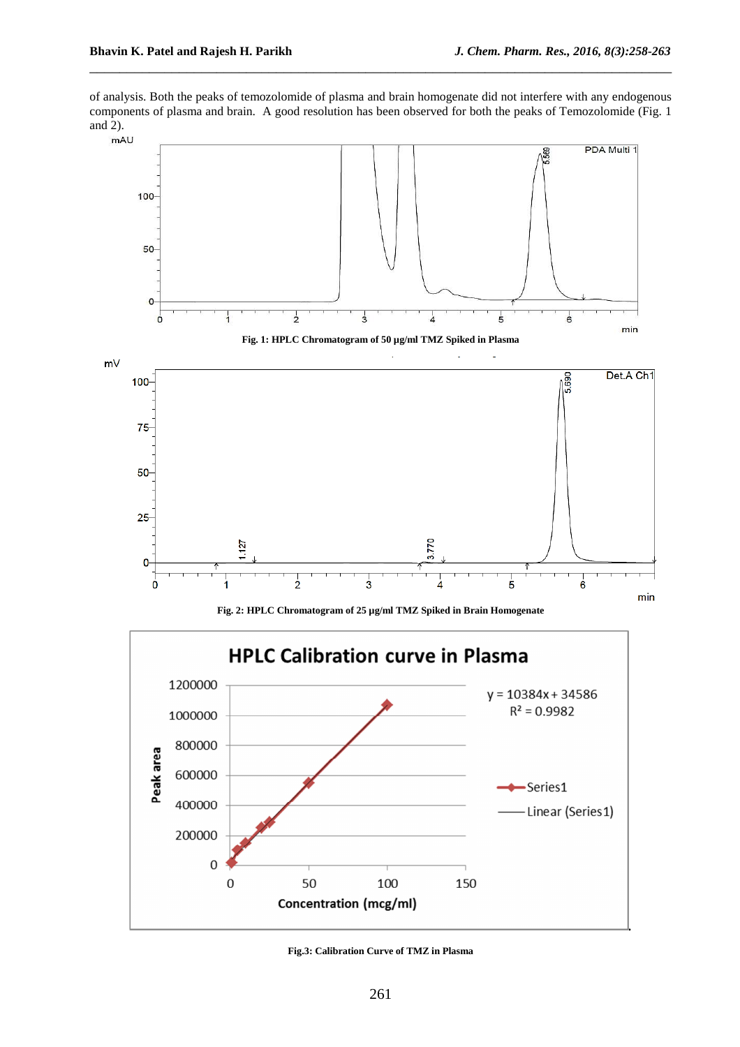of analysis. Both the peaks of temozolomide of plasma and brain homogenate did not interfere with any endogenous components of plasma and brain. A good resolution has been observed for both the peaks of Temozolomide (Fig. 1 and 2).

**Fig. 1: HPLC Chromatogram of 50 µg/ml TMZ Spiked in Plasma**

**Fig. 2: HPLC Chromatogram of 25 µg/ml TMZ Spiked in Brain Homogenate**

**Fig.3: Calibration Curve of TMZ in Plasma**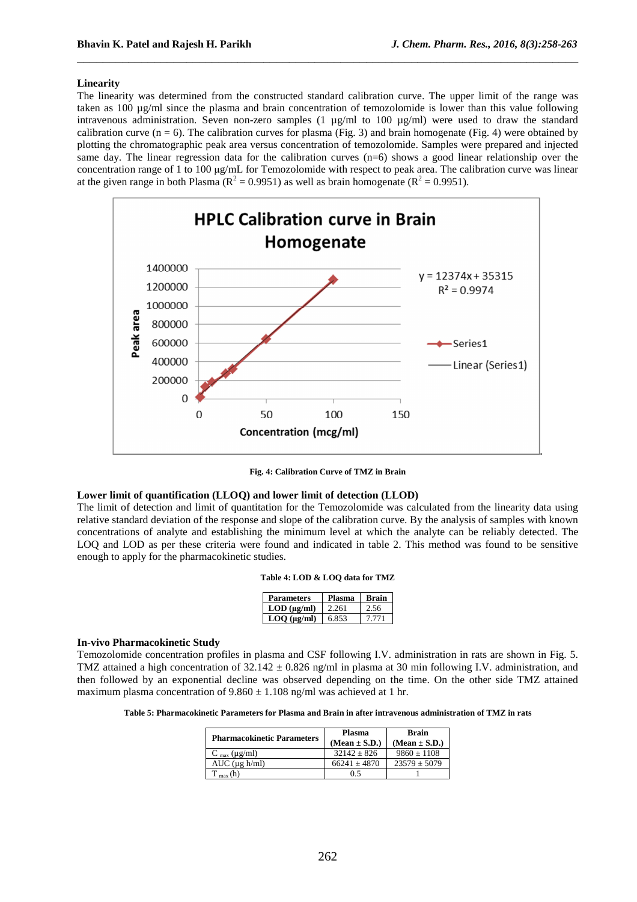**Linearity**

The linearity was determined from the constructed standard calibration curve. The upper limit of the range was taken as 100 µg/ml since the plasma and brain concentration of temozolomide is lower than this value following intravenous administration. Seven non-zero samples (1 µg/ml to 100 µg/ml) were used to draw the standard calibration curve (n = 6). The calibration curves for plasma (Fig. 3) and brain homogenate (Fig. 4) were obtained by plotting the chromatographic peak area versus concentration of temozolomide. Samples were prepared and injected same day. The linear regression data for the calibration curves (n=6) shows a good linear relationship over the concentration range of 1 to 100 µg/mL for Temozolomide with respect to peak area. The calibration curve was linear at the given range in both Plasma ($R^2$ = 0.9951) as well as brain homogenate ($R^2$ = 0.9951).

**Fig. 4: Calibration Curve of TMZ in Brain**

**Lower limit of quantification (LLOQ) and lower limit of detection (LLOD)**

The limit of detection and limit of quantitation for the Temozolomide was calculated from the linearity data using relative standard deviation of the response and slope of the calibration curve. By the analysis of samples with known concentrations of analyte and establishing the minimum level at which the analyte can be reliably detected. The LOQ and LOD as per these criteria were found and indicated in table 2. This method was found to be sensitive enough to apply for the pharmacokinetic studies.

**Table 4: LOD & LOQ data for TMZ**

| Parameters | Plasma | Brain |
|---|---|---|
| LOD (µg/ml) | 2.261 | 2.56 |
| LOQ (µg/ml) | 6.853 | 7.771 |

**In-vivo Pharmacokinetic Study**

Temozolomide concentration profiles in plasma and CSF following I.V. administration in rats are shown in Fig. 5. TMZ attained a high concentration of 32.142 ± 0.826 ng/ml in plasma at 30 min following I.V. administration, and then followed by an exponential decline was observed depending on the time. On the other side TMZ attained maximum plasma concentration of 9.860 ± 1.108 ng/ml was achieved at 1 hr.

**Table 5: Pharmacokinetic Parameters for Plasma and Brain in after intravenous administration of TMZ in rats**

| Pharmacokinetic Parameters | Plasma (Mean ± S.D.) | Brain (Mean ± S.D.) |
|---|---|---|
| $C_{max}$ (µg/ml) | 32142 ± 826 | 9860 ± 1108 |
| AUC (µg h/ml) | 66241 ± 4870 | 23579 ± 5079 |
| $T_{max}$ (h) | 0.5 | 1 |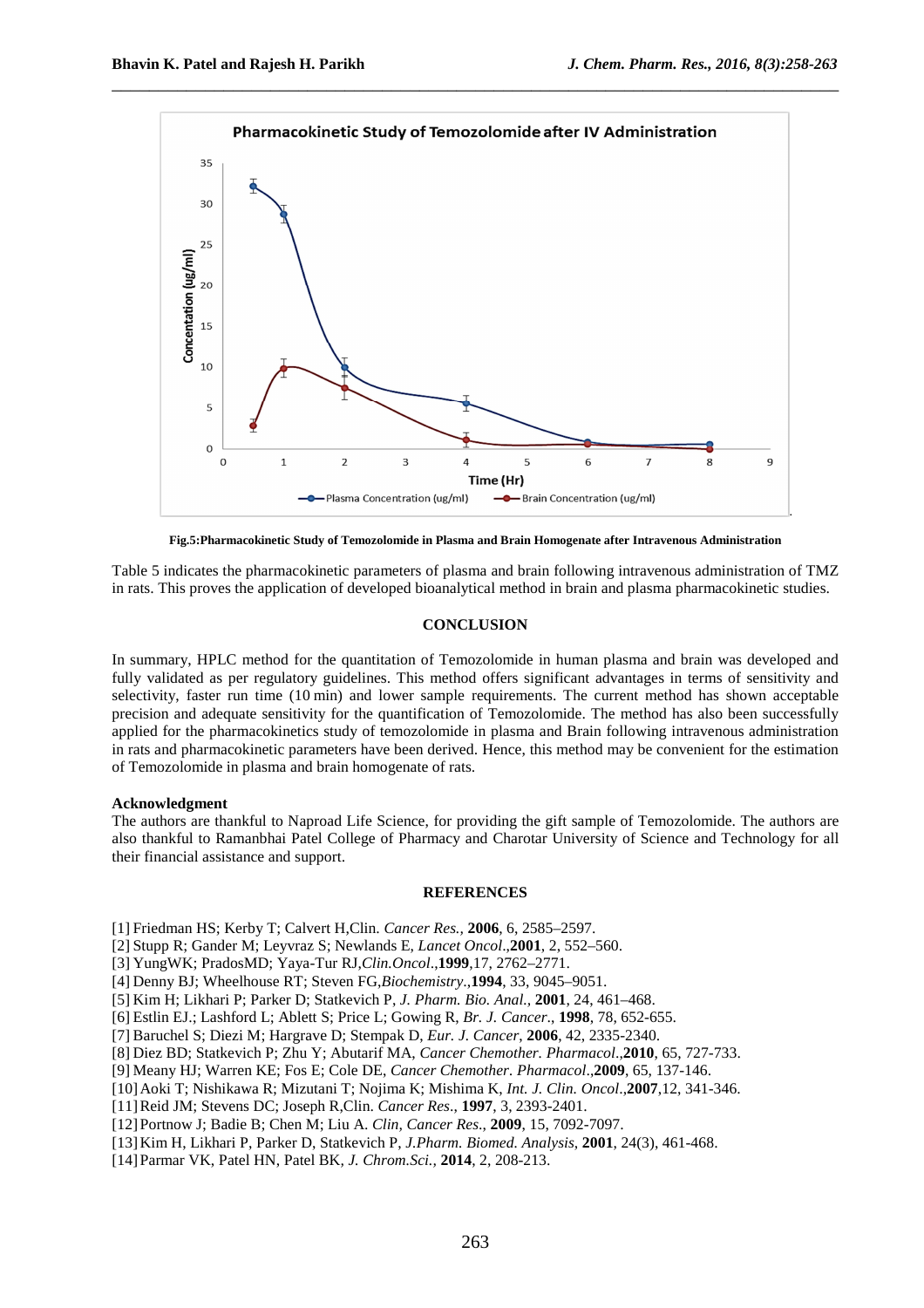Pharmacokinetic Study of Temozolomide after IV Administration

Concentation (ug/ml)

35
30
25
20
15
10
5
0

0 1 2 3 4 5 6 7 8 9

Time (Hr)

Plasma Concentration (ug/ml) Brain Concentration (ug/ml)

**Fig.5:Pharmacokinetic Study of Temozolomide in Plasma and Brain Homogenate after Intravenous Administration**

Table 5 indicates the pharmacokinetic parameters of plasma and brain following intravenous administration of TMZ in rats. This proves the application of developed bioanalytical method in brain and plasma pharmacokinetic studies.

## CONCLUSION

In summary, HPLC method for the quantitation of Temozolomide in human plasma and brain was developed and fully validated as per regulatory guidelines. This method offers significant advantages in terms of sensitivity and selectivity, faster run time (10 min) and lower sample requirements. The current method has shown acceptable precision and adequate sensitivity for the quantification of Temozolomide. The method has also been successfully applied for the pharmacokinetics study of temozolomide in plasma and Brain following intravenous administration in rats and pharmacokinetic parameters have been derived. Hence, this method may be convenient for the estimation of Temozolomide in plasma and brain homogenate of rats.

**Acknowledgment**

The authors are thankful to Naproad Life Science, for providing the gift sample of Temozolomide. The authors are also thankful to Ramanbhai Patel College of Pharmacy and Charotar University of Science and Technology for all their financial assistance and support.

## REFERENCES

[1] Friedman HS; Kerby T; Calvert H,Clin. *Cancer Res.,* **2006**, 6, 2585–2597.
[2] Stupp R; Gander M; Leyvraz S; Newlands E, *Lancet Oncol*.,**2001**, 2, 552–560.
[3] YungWK; PradosMD; Yaya-Tur RJ,*Clin.Oncol*.,**1999**,17, 2762–2771.
[4] Denny BJ; Wheelhouse RT; Steven FG,*Biochemistry*.,**1994**, 33, 9045–9051.
[5] Kim H; Likhari P; Parker D; Statkevich P, *J. Pharm. Bio. Anal.,* **2001**, 24, 461–468.
[6] Estlin EJ.; Lashford L; Ablett S; Price L; Gowing R, *Br. J. Cancer*., **1998**, 78, 652-655.
[7] Baruchel S; Diezi M; Hargrave D; Stempak D, *Eur. J. Cancer*, **2006**, 42, 2335-2340.
[8] Diez BD; Statkevich P; Zhu Y; Abutarif MA, *Cancer Chemother. Pharmacol*.,**2010**, 65, 727-733.
[9] Meany HJ; Warren KE; Fos E; Cole DE, *Cancer Chemother. Pharmacol*.,**2009**, 65, 137-146.
[10] Aoki T; Nishikawa R; Mizutani T; Nojima K; Mishima K, *Int. J. Clin. Oncol*.,**2007**,12, 341-346.
[11] Reid JM; Stevens DC; Joseph R,Clin. *Cancer Res*., **1997**, 3, 2393-2401.
[12] Portnow J; Badie B; Chen M; Liu A. *Clin, Cancer Res*., **2009**, 15, 7092-7097.
[13] Kim H, Likhari P, Parker D, Statkevich P, *J.Pharm. Biomed. Analysis*, **2001**, 24(3), 461-468.
[14] Parmar VK, Patel HN, Patel BK, *J. Chrom.Sci.,* **2014**, 2, 208-213.